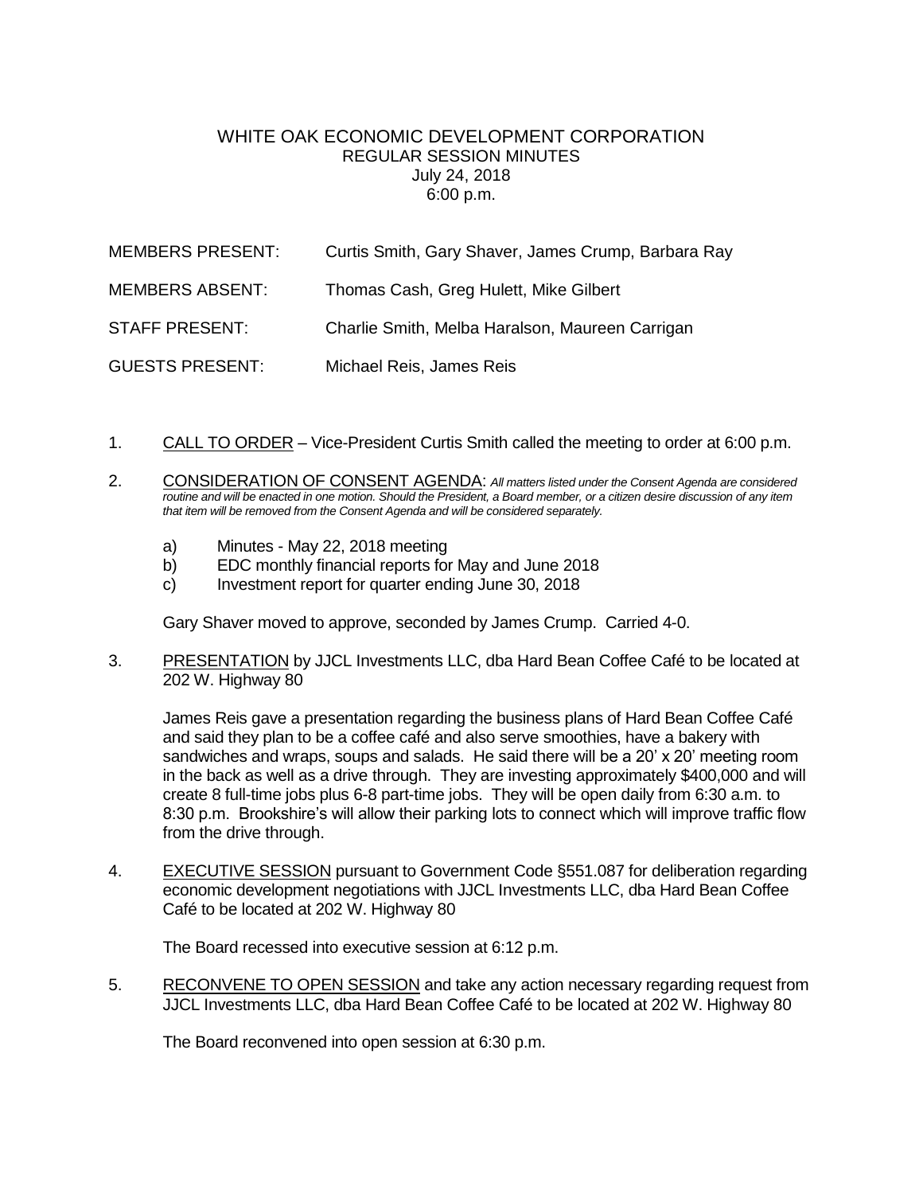# WHITE OAK ECONOMIC DEVELOPMENT CORPORATION
## REGULAR SESSION MINUTES
July 24, 2018
6:00 p.m.

| | |
|---|---|
| MEMBERS PRESENT: | Curtis Smith, Gary Shaver, James Crump, Barbara Ray |
| MEMBERS ABSENT: | Thomas Cash, Greg Hulett, Mike Gilbert |
| STAFF PRESENT: | Charlie Smith, Melba Haralson, Maureen Carrigan |
| GUESTS PRESENT: | Michael Reis, James Reis |

1. CALL TO ORDER – Vice-President Curtis Smith called the meeting to order at 6:00 p.m.

2. CONSIDERATION OF CONSENT AGENDA: *All matters listed under the Consent Agenda are considered routine and will be enacted in one motion. Should the President, a Board member, or a citizen desire discussion of any item that item will be removed from the Consent Agenda and will be considered separately.*

   a) Minutes - May 22, 2018 meeting
   b) EDC monthly financial reports for May and June 2018
   c) Investment report for quarter ending June 30, 2018

   Gary Shaver moved to approve, seconded by James Crump. Carried 4-0.

3. PRESENTATION by JJCL Investments LLC, dba Hard Bean Coffee Café to be located at 202 W. Highway 80

   James Reis gave a presentation regarding the business plans of Hard Bean Coffee Café and said they plan to be a coffee café and also serve smoothies, have a bakery with sandwiches and wraps, soups and salads. He said there will be a 20' x 20' meeting room in the back as well as a drive through. They are investing approximately $400,000 and will create 8 full-time jobs plus 6-8 part-time jobs. They will be open daily from 6:30 a.m. to 8:30 p.m. Brookshire's will allow their parking lots to connect which will improve traffic flow from the drive through.

4. EXECUTIVE SESSION pursuant to Government Code §551.087 for deliberation regarding economic development negotiations with JJCL Investments LLC, dba Hard Bean Coffee Café to be located at 202 W. Highway 80

   The Board recessed into executive session at 6:12 p.m.

5. RECONVENE TO OPEN SESSION and take any action necessary regarding request from JJCL Investments LLC, dba Hard Bean Coffee Café to be located at 202 W. Highway 80

   The Board reconvened into open session at 6:30 p.m.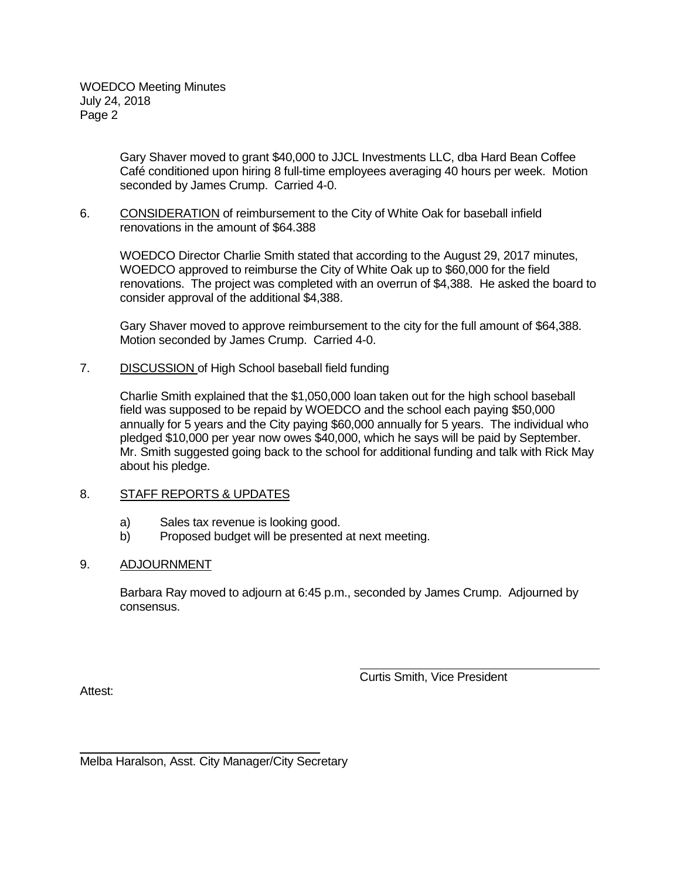Gary Shaver moved to grant $40,000 to JJCL Investments LLC, dba Hard Bean Coffee Café conditioned upon hiring 8 full-time employees averaging 40 hours per week. Motion seconded by James Crump. Carried 4-0.

6. <u>CONSIDERATION</u> of reimbursement to the City of White Oak for baseball infield renovations in the amount of $64.388

   WOEDCO Director Charlie Smith stated that according to the August 29, 2017 minutes, WOEDCO approved to reimburse the City of White Oak up to $60,000 for the field renovations. The project was completed with an overrun of $4,388. He asked the board to consider approval of the additional $4,388.

   Gary Shaver moved to approve reimbursement to the city for the full amount of $64,388. Motion seconded by James Crump. Carried 4-0.

7. <u>DISCUSSION</u> of High School baseball field funding

   Charlie Smith explained that the $1,050,000 loan taken out for the high school baseball field was supposed to be repaid by WOEDCO and the school each paying $50,000 annually for 5 years and the City paying $60,000 annually for 5 years. The individual who pledged $10,000 per year now owes $40,000, which he says will be paid by September. Mr. Smith suggested going back to the school for additional funding and talk with Rick May about his pledge.

8. <u>STAFF REPORTS & UPDATES</u>

   a) Sales tax revenue is looking good.
   b) Proposed budget will be presented at next meeting.

9. <u>ADJOURNMENT</u>

   Barbara Ray moved to adjourn at 6:45 p.m., seconded by James Crump. Adjourned by consensus.

\_\_\_\_\_\_\_\_\_\_\_\_\_\_\_\_\_\_\_\_\_\_\_\_\_\_\_\_\_\_\_\_\_\_\_\_
Curtis Smith, Vice President

Attest:

\_\_\_\_\_\_\_\_\_\_\_\_\_\_\_\_\_\_\_\_\_\_\_\_\_\_\_\_\_\_\_\_\_\_\_\_
Melba Haralson, Asst. City Manager/City Secretary